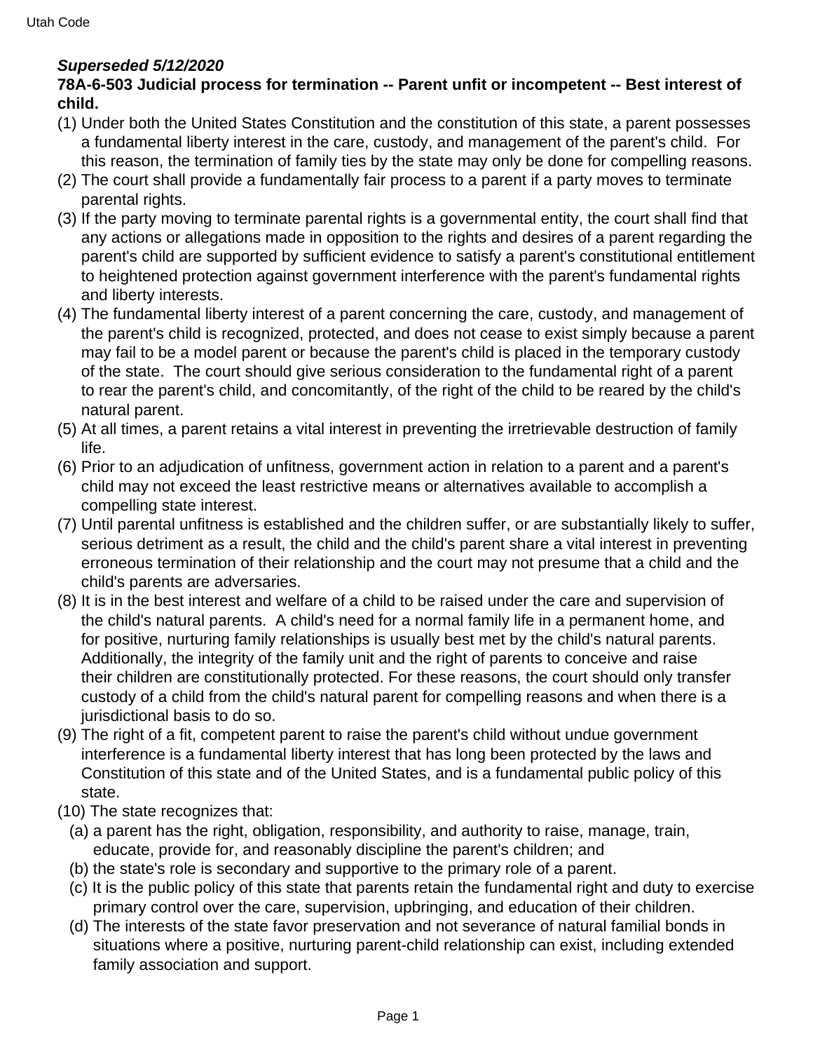***Superseded 5/12/2020***

**78A-6-503 Judicial process for termination -- Parent unfit or incompetent -- Best interest of child.**

(1) Under both the United States Constitution and the constitution of this state, a parent possesses a fundamental liberty interest in the care, custody, and management of the parent's child. For this reason, the termination of family ties by the state may only be done for compelling reasons.

(2) The court shall provide a fundamentally fair process to a parent if a party moves to terminate parental rights.

(3) If the party moving to terminate parental rights is a governmental entity, the court shall find that any actions or allegations made in opposition to the rights and desires of a parent regarding the parent's child are supported by sufficient evidence to satisfy a parent's constitutional entitlement to heightened protection against government interference with the parent's fundamental rights and liberty interests.

(4) The fundamental liberty interest of a parent concerning the care, custody, and management of the parent's child is recognized, protected, and does not cease to exist simply because a parent may fail to be a model parent or because the parent's child is placed in the temporary custody of the state. The court should give serious consideration to the fundamental right of a parent to rear the parent's child, and concomitantly, of the right of the child to be reared by the child's natural parent.

(5) At all times, a parent retains a vital interest in preventing the irretrievable destruction of family life.

(6) Prior to an adjudication of unfitness, government action in relation to a parent and a parent's child may not exceed the least restrictive means or alternatives available to accomplish a compelling state interest.

(7) Until parental unfitness is established and the children suffer, or are substantially likely to suffer, serious detriment as a result, the child and the child's parent share a vital interest in preventing erroneous termination of their relationship and the court may not presume that a child and the child's parents are adversaries.

(8) It is in the best interest and welfare of a child to be raised under the care and supervision of the child's natural parents. A child's need for a normal family life in a permanent home, and for positive, nurturing family relationships is usually best met by the child's natural parents. Additionally, the integrity of the family unit and the right of parents to conceive and raise their children are constitutionally protected. For these reasons, the court should only transfer custody of a child from the child's natural parent for compelling reasons and when there is a jurisdictional basis to do so.

(9) The right of a fit, competent parent to raise the parent's child without undue government interference is a fundamental liberty interest that has long been protected by the laws and Constitution of this state and of the United States, and is a fundamental public policy of this state.

(10) The state recognizes that:

  (a) a parent has the right, obligation, responsibility, and authority to raise, manage, train, educate, provide for, and reasonably discipline the parent's children; and

  (b) the state's role is secondary and supportive to the primary role of a parent.

  (c) It is the public policy of this state that parents retain the fundamental right and duty to exercise primary control over the care, supervision, upbringing, and education of their children.

  (d) The interests of the state favor preservation and not severance of natural familial bonds in situations where a positive, nurturing parent-child relationship can exist, including extended family association and support.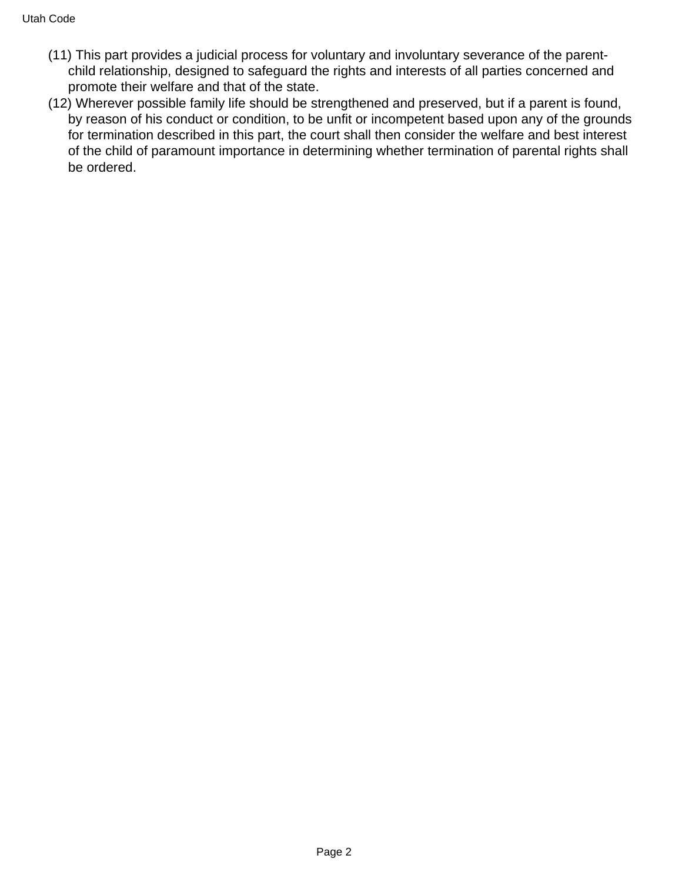(11) This part provides a judicial process for voluntary and involuntary severance of the parent-child relationship, designed to safeguard the rights and interests of all parties concerned and promote their welfare and that of the state.

(12) Wherever possible family life should be strengthened and preserved, but if a parent is found, by reason of his conduct or condition, to be unfit or incompetent based upon any of the grounds for termination described in this part, the court shall then consider the welfare and best interest of the child of paramount importance in determining whether termination of parental rights shall be ordered.